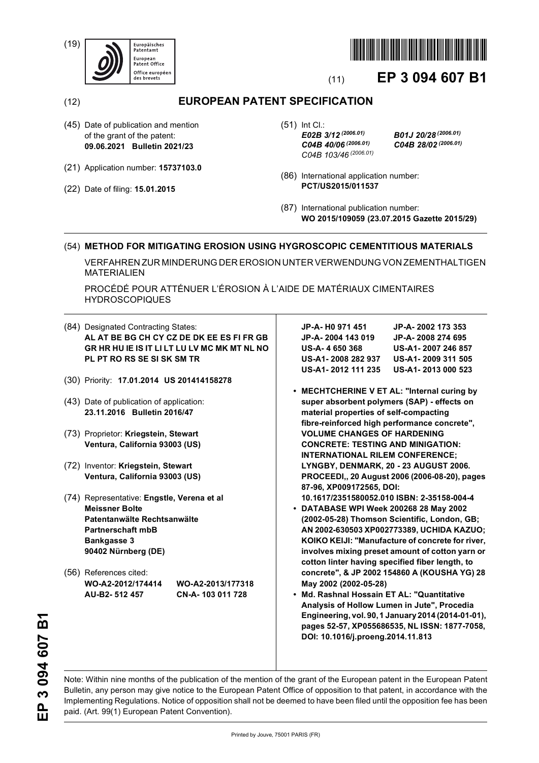(19) Europäisches Patentamt / European Patent Office / Office européen des brevets

(11) **EP 3 094 607 B1**

(12) **EUROPEAN PATENT SPECIFICATION**

(45) Date of publication and mention of the grant of the patent:
**09.06.2021 Bulletin 2021/23**

(21) Application number: **15737103.0**

(22) Date of filing: **15.01.2015**

(51) Int Cl.:
***E02B 3/12*** *(2006.01)* ***B01J 20/28*** *(2006.01)*
***C04B 40/06*** *(2006.01)* ***C04B 28/02*** *(2006.01)*
*C04B 103/46* *(2006.01)*

(86) International application number:
**PCT/US2015/011537**

(87) International publication number:
**WO 2015/109059 (23.07.2015 Gazette 2015/29)**

(54) **METHOD FOR MITIGATING EROSION USING HYGROSCOPIC CEMENTITIOUS MATERIALS**

VERFAHREN ZUR MINDERUNG DER EROSION UNTER VERWENDUNG VON ZEMENTHALTIGEN MATERIALIEN

PROCÉDÉ POUR ATTÉNUER L'ÉROSION À L'AIDE DE MATÉRIAUX CIMENTAIRES HYDROSCOPIQUES

(84) Designated Contracting States:
**AL AT BE BG CH CY CZ DE DK EE ES FI FR GB GR HR HU IE IS IT LI LT LU LV MC MK MT NL NO PL PT RO RS SE SI SK SM TR**

(30) Priority: **17.01.2014 US 201414158278**

(43) Date of publication of application:
**23.11.2016 Bulletin 2016/47**

(73) Proprietor: **Kriegstein, Stewart**
**Ventura, California 93003 (US)**

(72) Inventor: **Kriegstein, Stewart**
**Ventura, California 93003 (US)**

(74) Representative: **Engstle, Verena et al**
**Meissner Bolte**
**Patentanwälte Rechtsanwälte**
**Partnerschaft mbB**
**Bankgasse 3**
**90402 Nürnberg (DE)**

(56) References cited:
**WO-A2-2012/174414** **WO-A2-2013/177318**
**AU-B2- 512 457** **CN-A- 103 011 728**
**JP-A- H0 971 451** **JP-A- 2002 173 353**
**JP-A- 2004 143 019** **JP-A- 2008 274 695**
**US-A- 4 650 368** **US-A1- 2007 246 857**
**US-A1- 2008 282 937** **US-A1- 2009 311 505**
**US-A1- 2012 111 235** **US-A1- 2013 000 523**

- **MECHTCHERINE V ET AL: "Internal curing by super absorbent polymers (SAP) - effects on material properties of self-compacting fibre-reinforced high performance concrete", VOLUME CHANGES OF HARDENING CONCRETE: TESTING AND MINIGATION: INTERNATIONAL RILEM CONFERENCE; LYNGBY, DENMARK, 20 - 23 AUGUST 2006. PROCEEDI,, 20 August 2006 (2006-08-20), pages 87-96, XP009172565, DOI: 10.1617/2351580052.010 ISBN: 2-35158-004-4**
- **DATABASE WPI Week 200268 28 May 2002 (2002-05-28) Thomson Scientific, London, GB; AN 2002-630503 XP002773389, UCHIDA KAZUO; KOIKO KEIJI: "Manufacture of concrete for river, involves mixing preset amount of cotton yarn or cotton linter having specified fiber length, to concrete", & JP 2002 154860 A (KOUSHA YG) 28 May 2002 (2002-05-28)**
- **Md. Rashnal Hossain ET AL: "Quantitative Analysis of Hollow Lumen in Jute", Procedia Engineering, vol. 90, 1 January 2014 (2014-01-01), pages 52-57, XP055686535, NL ISSN: 1877-7058, DOI: 10.1016/j.proeng.2014.11.813**

Note: Within nine months of the publication of the mention of the grant of the European patent in the European Patent Bulletin, any person may give notice to the European Patent Office of opposition to that patent, in accordance with the Implementing Regulations. Notice of opposition shall not be deemed to have been filed until the opposition fee has been paid. (Art. 99(1) European Patent Convention).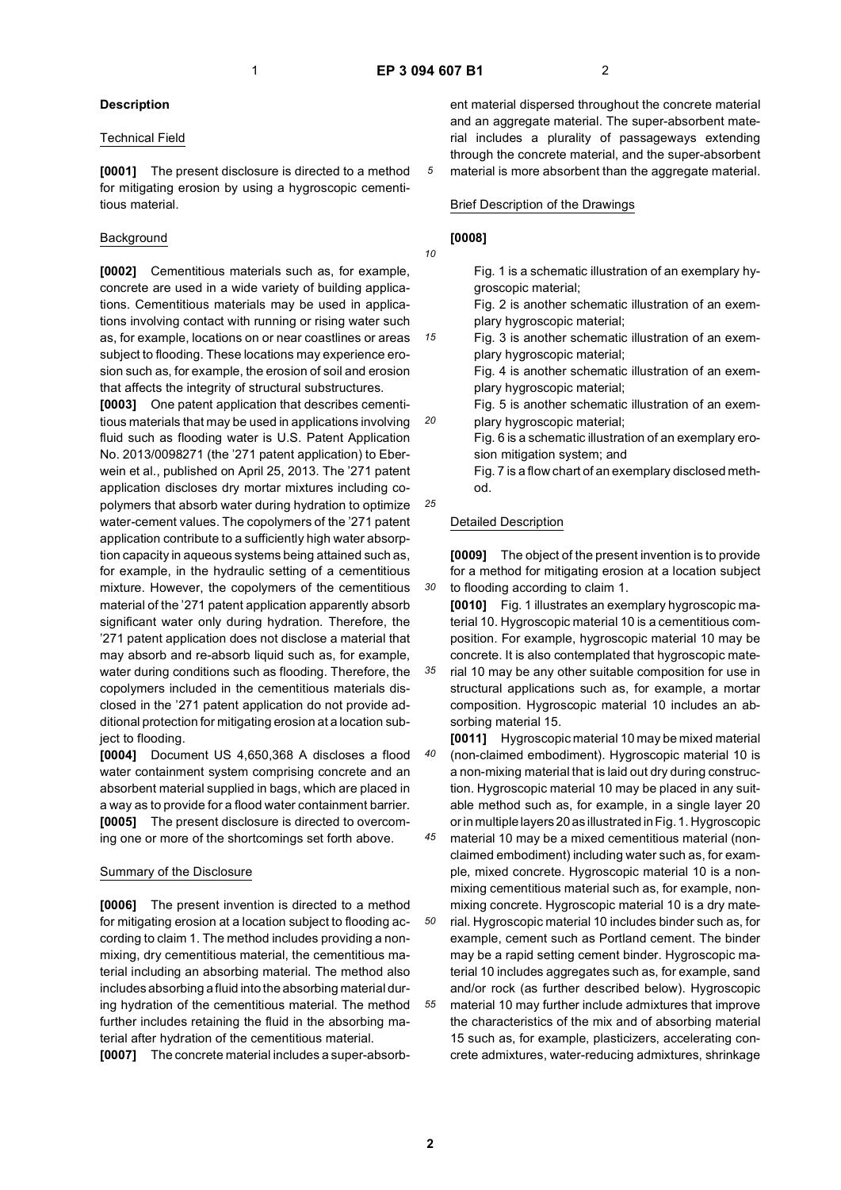## Description

### Technical Field

**[0001]** The present disclosure is directed to a method for mitigating erosion by using a hygroscopic cementitious material.

### Background

**[0002]** Cementitious materials such as, for example, concrete are used in a wide variety of building applications. Cementitious materials may be used in applications involving contact with running or rising water such as, for example, locations on or near coastlines or areas subject to flooding. These locations may experience erosion such as, for example, the erosion of soil and erosion that affects the integrity of structural substructures.

**[0003]** One patent application that describes cementitious materials that may be used in applications involving fluid such as flooding water is U.S. Patent Application No. 2013/0098271 (the '271 patent application) to Eberwein et al., published on April 25, 2013. The '271 patent application discloses dry mortar mixtures including copolymers that absorb water during hydration to optimize water-cement values. The copolymers of the '271 patent application contribute to a sufficiently high water absorption capacity in aqueous systems being attained such as, for example, in the hydraulic setting of a cementitious mixture. However, the copolymers of the cementitious material of the '271 patent application apparently absorb significant water only during hydration. Therefore, the '271 patent application does not disclose a material that may absorb and re-absorb liquid such as, for example, water during conditions such as flooding. Therefore, the copolymers included in the cementitious materials disclosed in the '271 patent application do not provide additional protection for mitigating erosion at a location subject to flooding.

**[0004]** Document US 4,650,368 A discloses a flood water containment system comprising concrete and an absorbent material supplied in bags, which are placed in a way as to provide for a flood water containment barrier.

**[0005]** The present disclosure is directed to overcoming one or more of the shortcomings set forth above.

### Summary of the Disclosure

**[0006]** The present invention is directed to a method for mitigating erosion at a location subject to flooding according to claim 1. The method includes providing a non-mixing, dry cementitious material, the cementitious material including an absorbing material. The method also includes absorbing a fluid into the absorbing material during hydration of the cementitious material. The method further includes retaining the fluid in the absorbing material after hydration of the cementitious material.

**[0007]** The concrete material includes a super-absorbent material dispersed throughout the concrete material and an aggregate material. The super-absorbent material includes a plurality of passageways extending through the concrete material, and the super-absorbent material is more absorbent than the aggregate material.

### Brief Description of the Drawings

**[0008]**

Fig. 1 is a schematic illustration of an exemplary hygroscopic material;

Fig. 2 is another schematic illustration of an exemplary hygroscopic material;

Fig. 3 is another schematic illustration of an exemplary hygroscopic material;

Fig. 4 is another schematic illustration of an exemplary hygroscopic material;

Fig. 5 is another schematic illustration of an exemplary hygroscopic material;

Fig. 6 is a schematic illustration of an exemplary erosion mitigation system; and

Fig. 7 is a flow chart of an exemplary disclosed method.

### Detailed Description

**[0009]** The object of the present invention is to provide for a method for mitigating erosion at a location subject to flooding according to claim 1.

**[0010]** Fig. 1 illustrates an exemplary hygroscopic material 10. Hygroscopic material 10 is a cementitious composition. For example, hygroscopic material 10 may be concrete. It is also contemplated that hygroscopic material 10 may be any other suitable composition for use in structural applications such as, for example, a mortar composition. Hygroscopic material 10 includes an absorbing material 15.

**[0011]** Hygroscopic material 10 may be mixed material (non-claimed embodiment). Hygroscopic material 10 is a non-mixing material that is laid out dry during construction. Hygroscopic material 10 may be placed in any suitable method such as, for example, in a single layer 20 or in multiple layers 20 as illustrated in Fig. 1. Hygroscopic material 10 may be a mixed cementitious material (non-claimed embodiment) including water such as, for example, mixed concrete. Hygroscopic material 10 is a non-mixing cementitious material such as, for example, non-mixing concrete. Hygroscopic material 10 is a dry material. Hygroscopic material 10 includes binder such as, for example, cement such as Portland cement. The binder may be a rapid setting cement binder. Hygroscopic material 10 includes aggregates such as, for example, sand and/or rock (as further described below). Hygroscopic material 10 may further include admixtures that improve the characteristics of the mix and of absorbing material 15 such as, for example, plasticizers, accelerating concrete admixtures, water-reducing admixtures, shrinkage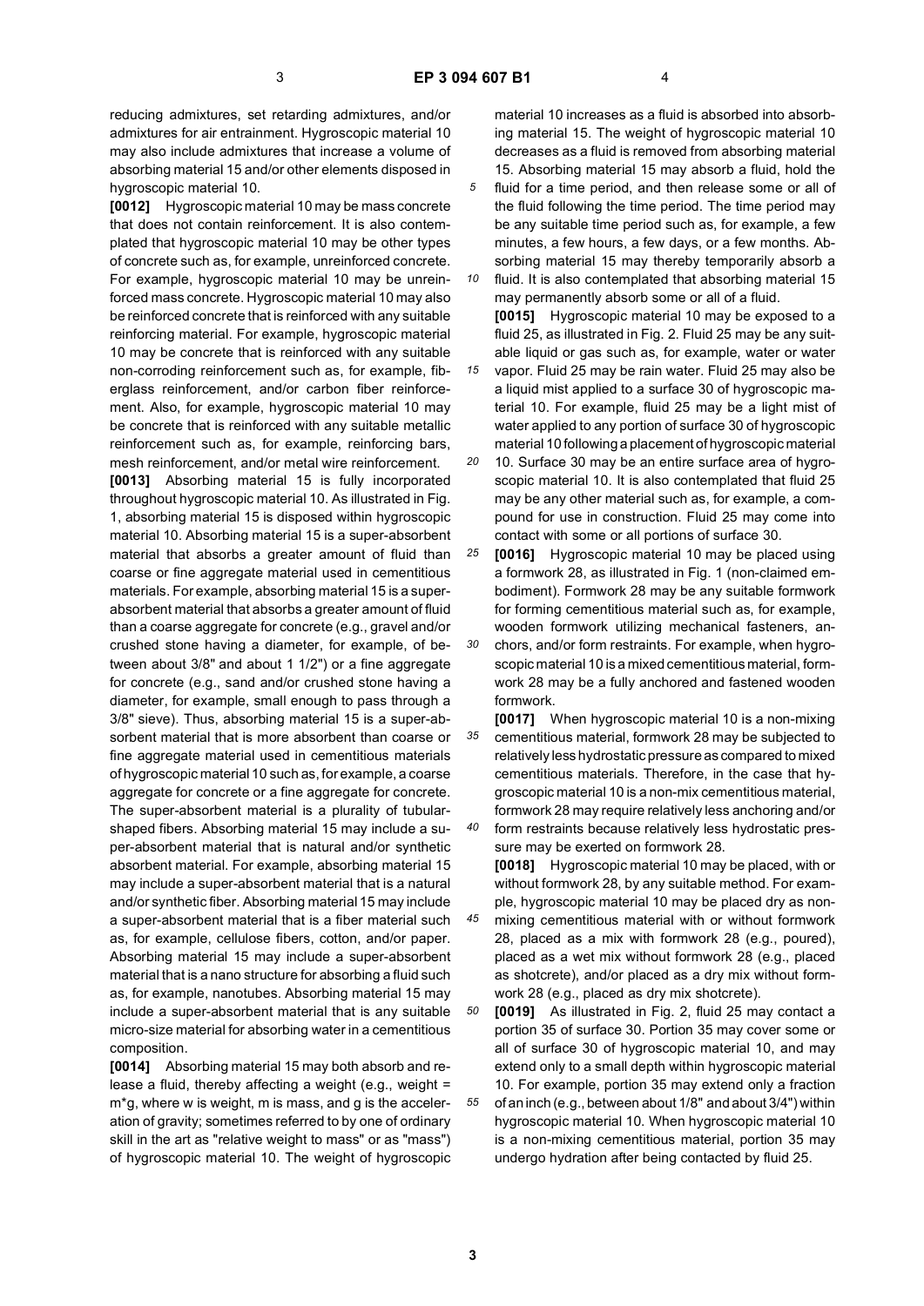reducing admixtures, set retarding admixtures, and/or admixtures for air entrainment. Hygroscopic material 10 may also include admixtures that increase a volume of absorbing material 15 and/or other elements disposed in hygroscopic material 10.

**[0012]** Hygroscopic material 10 may be mass concrete that does not contain reinforcement. It is also contemplated that hygroscopic material 10 may be other types of concrete such as, for example, unreinforced concrete. For example, hygroscopic material 10 may be unreinforced mass concrete. Hygroscopic material 10 may also be reinforced concrete that is reinforced with any suitable reinforcing material. For example, hygroscopic material 10 may be concrete that is reinforced with any suitable non-corroding reinforcement such as, for example, fiberglass reinforcement, and/or carbon fiber reinforcement. Also, for example, hygroscopic material 10 may be concrete that is reinforced with any suitable metallic reinforcement such as, for example, reinforcing bars, mesh reinforcement, and/or metal wire reinforcement.

**[0013]** Absorbing material 15 is fully incorporated throughout hygroscopic material 10. As illustrated in Fig. 1, absorbing material 15 is disposed within hygroscopic material 10. Absorbing material 15 is a super-absorbent material that absorbs a greater amount of fluid than coarse or fine aggregate material used in cementitious materials. For example, absorbing material 15 is a super-absorbent material that absorbs a greater amount of fluid than a coarse aggregate for concrete (e.g., gravel and/or crushed stone having a diameter, for example, of between about 3/8" and about 1 1/2") or a fine aggregate for concrete (e.g., sand and/or crushed stone having a diameter, for example, small enough to pass through a 3/8" sieve). Thus, absorbing material 15 is a super-absorbent material that is more absorbent than coarse or fine aggregate material used in cementitious materials of hygroscopic material 10 such as, for example, a coarse aggregate for concrete or a fine aggregate for concrete. The super-absorbent material is a plurality of tubular-shaped fibers. Absorbing material 15 may include a super-absorbent material that is natural and/or synthetic absorbent material. For example, absorbing material 15 may include a super-absorbent material that is a natural and/or synthetic fiber. Absorbing material 15 may include a super-absorbent material that is a fiber material such as, for example, cellulose fibers, cotton, and/or paper. Absorbing material 15 may include a super-absorbent material that is a nano structure for absorbing a fluid such as, for example, nanotubes. Absorbing material 15 may include a super-absorbent material that is any suitable micro-size material for absorbing water in a cementitious composition.

**[0014]** Absorbing material 15 may both absorb and release a fluid, thereby affecting a weight (e.g., weight = $m*g$, where w is weight, m is mass, and g is the acceleration of gravity; sometimes referred to by one of ordinary skill in the art as "relative weight to mass" or as "mass") of hygroscopic material 10. The weight of hygroscopic material 10 increases as a fluid is absorbed into absorbing material 15. The weight of hygroscopic material 10 decreases as a fluid is removed from absorbing material 15. Absorbing material 15 may absorb a fluid, hold the fluid for a time period, and then release some or all of the fluid following the time period. The time period may be any suitable time period such as, for example, a few minutes, a few hours, a few days, or a few months. Absorbing material 15 may thereby temporarily absorb a fluid. It is also contemplated that absorbing material 15 may permanently absorb some or all of a fluid.

**[0015]** Hygroscopic material 10 may be exposed to a fluid 25, as illustrated in Fig. 2. Fluid 25 may be any suitable liquid or gas such as, for example, water or water vapor. Fluid 25 may be rain water. Fluid 25 may also be a liquid mist applied to a surface 30 of hygroscopic material 10. For example, fluid 25 may be a light mist of water applied to any portion of surface 30 of hygroscopic material 10 following a placement of hygroscopic material 10. Surface 30 may be an entire surface area of hygroscopic material 10. It is also contemplated that fluid 25 may be any other material such as, for example, a compound for use in construction. Fluid 25 may come into contact with some or all portions of surface 30.

**[0016]** Hygroscopic material 10 may be placed using a formwork 28, as illustrated in Fig. 1 (non-claimed embodiment). Formwork 28 may be any suitable formwork for forming cementitious material such as, for example, wooden formwork utilizing mechanical fasteners, anchors, and/or form restraints. For example, when hygroscopic material 10 is a mixed cementitious material, formwork 28 may be a fully anchored and fastened wooden formwork.

**[0017]** When hygroscopic material 10 is a non-mixing cementitious material, formwork 28 may be subjected to relatively less hydrostatic pressure as compared to mixed cementitious materials. Therefore, in the case that hygroscopic material 10 is a non-mix cementitious material, formwork 28 may require relatively less anchoring and/or form restraints because relatively less hydrostatic pressure may be exerted on formwork 28.

**[0018]** Hygroscopic material 10 may be placed, with or without formwork 28, by any suitable method. For example, hygroscopic material 10 may be placed dry as non-mixing cementitious material with or without formwork 28, placed as a mix with formwork 28 (e.g., poured), placed as a wet mix without formwork 28 (e.g., placed as shotcrete), and/or placed as a dry mix without formwork 28 (e.g., placed as dry mix shotcrete).

**[0019]** As illustrated in Fig. 2, fluid 25 may contact a portion 35 of surface 30. Portion 35 may cover some or all of surface 30 of hygroscopic material 10, and may extend only to a small depth within hygroscopic material 10. For example, portion 35 may extend only a fraction of an inch (e.g., between about 1/8" and about 3/4") within hygroscopic material 10. When hygroscopic material 10 is a non-mixing cementitious material, portion 35 may undergo hydration after being contacted by fluid 25.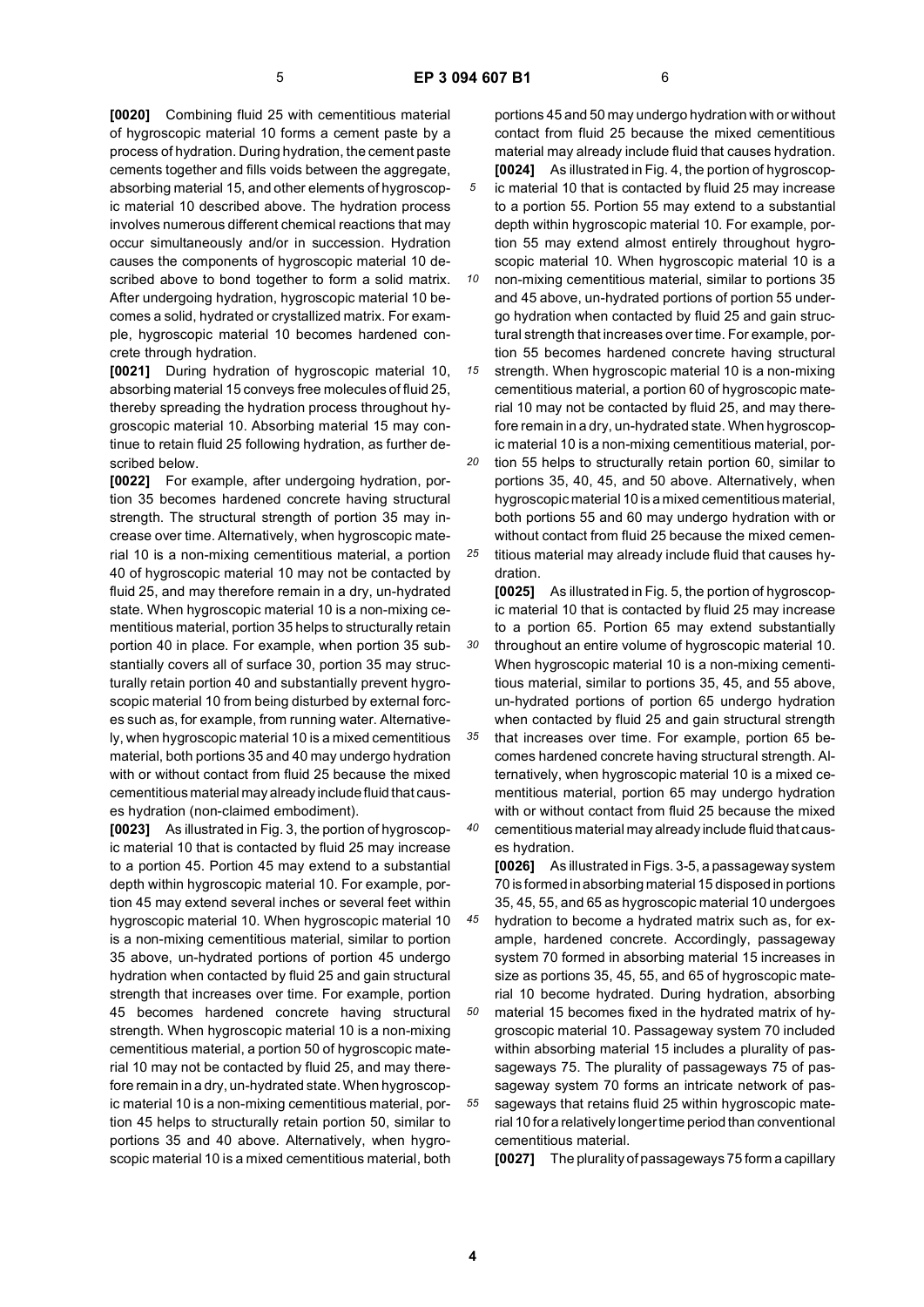**[0020]** Combining fluid 25 with cementitious material of hygroscopic material 10 forms a cement paste by a process of hydration. During hydration, the cement paste cements together and fills voids between the aggregate, absorbing material 15, and other elements of hygroscopic material 10 described above. The hydration process involves numerous different chemical reactions that may occur simultaneously and/or in succession. Hydration causes the components of hygroscopic material 10 described above to bond together to form a solid matrix. After undergoing hydration, hygroscopic material 10 becomes a solid, hydrated or crystallized matrix. For example, hygroscopic material 10 becomes hardened concrete through hydration.

**[0021]** During hydration of hygroscopic material 10, absorbing material 15 conveys free molecules of fluid 25, thereby spreading the hydration process throughout hygroscopic material 10. Absorbing material 15 may continue to retain fluid 25 following hydration, as further described below.

**[0022]** For example, after undergoing hydration, portion 35 becomes hardened concrete having structural strength. The structural strength of portion 35 may increase over time. Alternatively, when hygroscopic material 10 is a non-mixing cementitious material, a portion 40 of hygroscopic material 10 may not be contacted by fluid 25, and may therefore remain in a dry, un-hydrated state. When hygroscopic material 10 is a non-mixing cementitious material, portion 35 helps to structurally retain portion 40 in place. For example, when portion 35 substantially covers all of surface 30, portion 35 may structurally retain portion 40 and substantially prevent hygroscopic material 10 from being disturbed by external forces such as, for example, from running water. Alternatively, when hygroscopic material 10 is a mixed cementitious material, both portions 35 and 40 may undergo hydration with or without contact from fluid 25 because the mixed cementitious material may already include fluid that causes hydration (non-claimed embodiment).

**[0023]** As illustrated in Fig. 3, the portion of hygroscopic material 10 that is contacted by fluid 25 may increase to a portion 45. Portion 45 may extend to a substantial depth within hygroscopic material 10. For example, portion 45 may extend several inches or several feet within hygroscopic material 10. When hygroscopic material 10 is a non-mixing cementitious material, similar to portion 35 above, un-hydrated portions of portion 45 undergo hydration when contacted by fluid 25 and gain structural strength that increases over time. For example, portion 45 becomes hardened concrete having structural strength. When hygroscopic material 10 is a non-mixing cementitious material, a portion 50 of hygroscopic material 10 may not be contacted by fluid 25, and may therefore remain in a dry, un-hydrated state. When hygroscopic material 10 is a non-mixing cementitious material, portion 45 helps to structurally retain portion 50, similar to portions 35 and 40 above. Alternatively, when hygroscopic material 10 is a mixed cementitious material, both portions 45 and 50 may undergo hydration with or without contact from fluid 25 because the mixed cementitious material may already include fluid that causes hydration.

**[0024]** As illustrated in Fig. 4, the portion of hygroscopic material 10 that is contacted by fluid 25 may increase to a portion 55. Portion 55 may extend to a substantial depth within hygroscopic material 10. For example, portion 55 may extend almost entirely throughout hygroscopic material 10. When hygroscopic material 10 is a non-mixing cementitious material, similar to portions 35 and 45 above, un-hydrated portions of portion 55 undergo hydration when contacted by fluid 25 and gain structural strength that increases over time. For example, portion 55 becomes hardened concrete having structural strength. When hygroscopic material 10 is a non-mixing cementitious material, a portion 60 of hygroscopic material 10 may not be contacted by fluid 25, and may therefore remain in a dry, un-hydrated state. When hygroscopic material 10 is a non-mixing cementitious material, portion 55 helps to structurally retain portion 60, similar to portions 35, 40, 45, and 50 above. Alternatively, when hygroscopic material 10 is a mixed cementitious material, both portions 55 and 60 may undergo hydration with or without contact from fluid 25 because the mixed cementitious material may already include fluid that causes hydration.

**[0025]** As illustrated in Fig. 5, the portion of hygroscopic material 10 that is contacted by fluid 25 may increase to a portion 65. Portion 65 may extend substantially throughout an entire volume of hygroscopic material 10. When hygroscopic material 10 is a non-mixing cementitious material, similar to portions 35, 45, and 55 above, un-hydrated portions of portion 65 undergo hydration when contacted by fluid 25 and gain structural strength that increases over time. For example, portion 65 becomes hardened concrete having structural strength. Alternatively, when hygroscopic material 10 is a mixed cementitious material, portion 65 may undergo hydration with or without contact from fluid 25 because the mixed cementitious material may already include fluid that causes hydration.

**[0026]** As illustrated in Figs. 3-5, a passageway system 70 is formed in absorbing material 15 disposed in portions 35, 45, 55, and 65 as hygroscopic material 10 undergoes hydration to become a hydrated matrix such as, for example, hardened concrete. Accordingly, passageway system 70 formed in absorbing material 15 increases in size as portions 35, 45, 55, and 65 of hygroscopic material 10 become hydrated. During hydration, absorbing material 15 becomes fixed in the hydrated matrix of hygroscopic material 10. Passageway system 70 included within absorbing material 15 includes a plurality of passageways 75. The plurality of passageways 75 of passageway system 70 forms an intricate network of passageways that retains fluid 25 within hygroscopic material 10 for a relatively longer time period than conventional cementitious material.

**[0027]** The plurality of passageways 75 form a capillary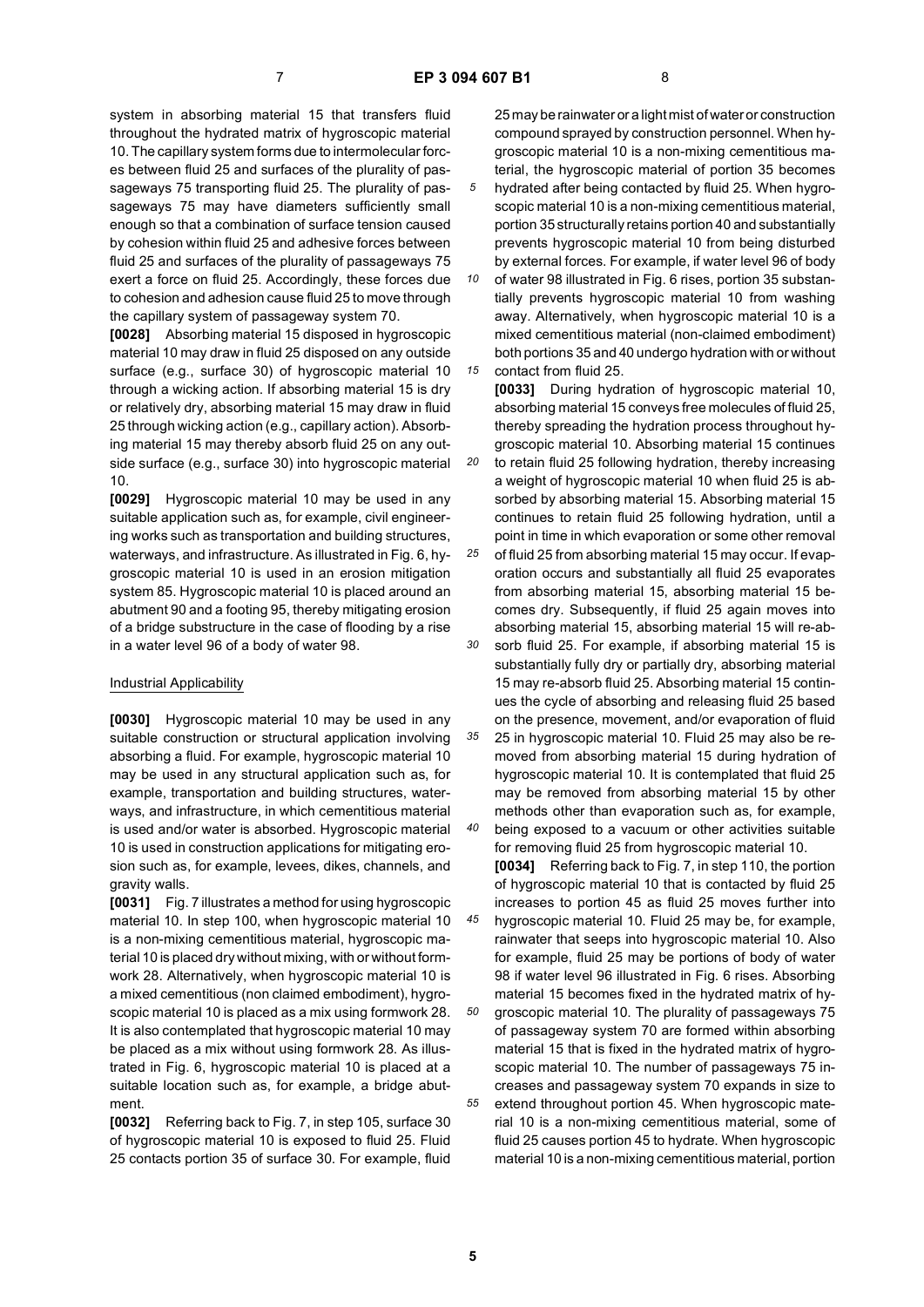system in absorbing material 15 that transfers fluid throughout the hydrated matrix of hygroscopic material 10. The capillary system forms due to intermolecular forces between fluid 25 and surfaces of the plurality of passageways 75 transporting fluid 25. The plurality of passageways 75 may have diameters sufficiently small enough so that a combination of surface tension caused by cohesion within fluid 25 and adhesive forces between fluid 25 and surfaces of the plurality of passageways 75 exert a force on fluid 25. Accordingly, these forces due to cohesion and adhesion cause fluid 25 to move through the capillary system of passageway system 70.

**[0028]** Absorbing material 15 disposed in hygroscopic material 10 may draw in fluid 25 disposed on any outside surface (e.g., surface 30) of hygroscopic material 10 through a wicking action. If absorbing material 15 is dry or relatively dry, absorbing material 15 may draw in fluid 25 through wicking action (e.g., capillary action). Absorbing material 15 may thereby absorb fluid 25 on any outside surface (e.g., surface 30) into hygroscopic material 10.

**[0029]** Hygroscopic material 10 may be used in any suitable application such as, for example, civil engineering works such as transportation and building structures, waterways, and infrastructure. As illustrated in Fig. 6, hygroscopic material 10 is used in an erosion mitigation system 85. Hygroscopic material 10 is placed around an abutment 90 and a footing 95, thereby mitigating erosion of a bridge substructure in the case of flooding by a rise in a water level 96 of a body of water 98.

## Industrial Applicability

**[0030]** Hygroscopic material 10 may be used in any suitable construction or structural application involving absorbing a fluid. For example, hygroscopic material 10 may be used in any structural application such as, for example, transportation and building structures, waterways, and infrastructure, in which cementitious material is used and/or water is absorbed. Hygroscopic material 10 is used in construction applications for mitigating erosion such as, for example, levees, dikes, channels, and gravity walls.

**[0031]** Fig. 7 illustrates a method for using hygroscopic material 10. In step 100, when hygroscopic material 10 is a non-mixing cementitious material, hygroscopic material 10 is placed dry without mixing, with or without formwork 28. Alternatively, when hygroscopic material 10 is a mixed cementitious (non claimed embodiment), hygroscopic material 10 is placed as a mix using formwork 28. It is also contemplated that hygroscopic material 10 may be placed as a mix without using formwork 28. As illustrated in Fig. 6, hygroscopic material 10 is placed at a suitable location such as, for example, a bridge abutment.

**[0032]** Referring back to Fig. 7, in step 105, surface 30 of hygroscopic material 10 is exposed to fluid 25. Fluid 25 contacts portion 35 of surface 30. For example, fluid 25 may be rainwater or a light mist of water or construction compound sprayed by construction personnel. When hygroscopic material 10 is a non-mixing cementitious material, the hygroscopic material of portion 35 becomes hydrated after being contacted by fluid 25. When hygroscopic material 10 is a non-mixing cementitious material, portion 35 structurally retains portion 40 and substantially prevents hygroscopic material 10 from being disturbed by external forces. For example, if water level 96 of body of water 98 illustrated in Fig. 6 rises, portion 35 substantially prevents hygroscopic material 10 from washing away. Alternatively, when hygroscopic material 10 is a mixed cementitious material (non-claimed embodiment) both portions 35 and 40 undergo hydration with or without contact from fluid 25.

**[0033]** During hydration of hygroscopic material 10, absorbing material 15 conveys free molecules of fluid 25, thereby spreading the hydration process throughout hygroscopic material 10. Absorbing material 15 continues to retain fluid 25 following hydration, thereby increasing a weight of hygroscopic material 10 when fluid 25 is absorbed by absorbing material 15. Absorbing material 15 continues to retain fluid 25 following hydration, until a point in time in which evaporation or some other removal of fluid 25 from absorbing material 15 may occur. If evaporation occurs and substantially all fluid 25 evaporates from absorbing material 15, absorbing material 15 becomes dry. Subsequently, if fluid 25 again moves into absorbing material 15, absorbing material 15 will re-absorb fluid 25. For example, if absorbing material 15 is substantially fully dry or partially dry, absorbing material 15 may re-absorb fluid 25. Absorbing material 15 continues the cycle of absorbing and releasing fluid 25 based on the presence, movement, and/or evaporation of fluid 25 in hygroscopic material 10. Fluid 25 may also be removed from absorbing material 15 during hydration of hygroscopic material 10. It is contemplated that fluid 25 may be removed from absorbing material 15 by other methods other than evaporation such as, for example, being exposed to a vacuum or other activities suitable for removing fluid 25 from hygroscopic material 10.

**[0034]** Referring back to Fig. 7, in step 110, the portion of hygroscopic material 10 that is contacted by fluid 25 increases to portion 45 as fluid 25 moves further into hygroscopic material 10. Fluid 25 may be, for example, rainwater that seeps into hygroscopic material 10. Also for example, fluid 25 may be portions of body of water 98 if water level 96 illustrated in Fig. 6 rises. Absorbing material 15 becomes fixed in the hydrated matrix of hygroscopic material 10. The plurality of passageways 75 of passageway system 70 are formed within absorbing material 15 that is fixed in the hydrated matrix of hygroscopic material 10. The number of passageways 75 increases and passageway system 70 expands in size to extend throughout portion 45. When hygroscopic material 10 is a non-mixing cementitious material, some of fluid 25 causes portion 45 to hydrate. When hygroscopic material 10 is a non-mixing cementitious material, portion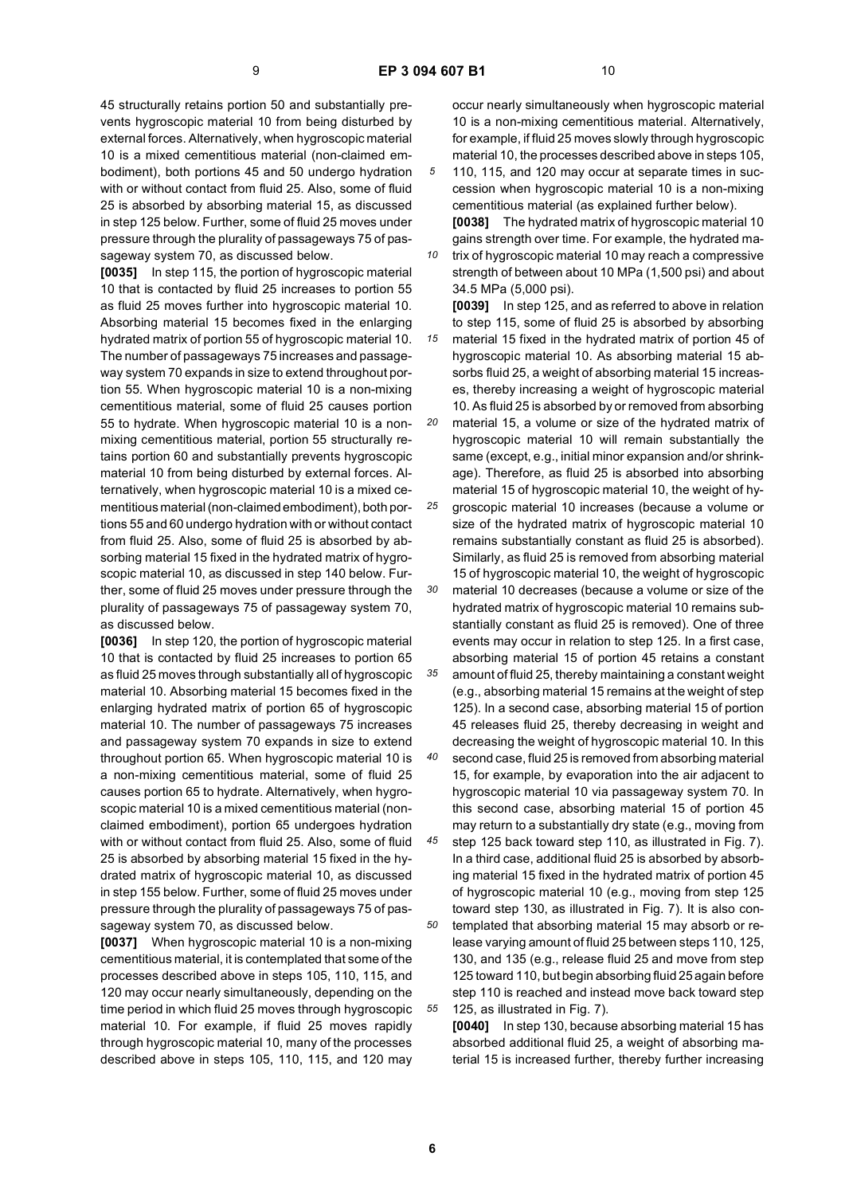45 structurally retains portion 50 and substantially prevents hygroscopic material 10 from being disturbed by external forces. Alternatively, when hygroscopic material 10 is a mixed cementitious material (non-claimed embodiment), both portions 45 and 50 undergo hydration with or without contact from fluid 25. Also, some of fluid 25 is absorbed by absorbing material 15, as discussed in step 125 below. Further, some of fluid 25 moves under pressure through the plurality of passageways 75 of passageway system 70, as discussed below.

**[0035]** In step 115, the portion of hygroscopic material 10 that is contacted by fluid 25 increases to portion 55 as fluid 25 moves further into hygroscopic material 10. Absorbing material 15 becomes fixed in the enlarging hydrated matrix of portion 55 of hygroscopic material 10. The number of passageways 75 increases and passageway system 70 expands in size to extend throughout portion 55. When hygroscopic material 10 is a non-mixing cementitious material, some of fluid 25 causes portion 55 to hydrate. When hygroscopic material 10 is a non-mixing cementitious material, portion 55 structurally retains portion 60 and substantially prevents hygroscopic material 10 from being disturbed by external forces. Alternatively, when hygroscopic material 10 is a mixed cementitious material (non-claimed embodiment), both portions 55 and 60 undergo hydration with or without contact from fluid 25. Also, some of fluid 25 is absorbed by absorbing material 15 fixed in the hydrated matrix of hygroscopic material 10, as discussed in step 140 below. Further, some of fluid 25 moves under pressure through the plurality of passageways 75 of passageway system 70, as discussed below.

**[0036]** In step 120, the portion of hygroscopic material 10 that is contacted by fluid 25 increases to portion 65 as fluid 25 moves through substantially all of hygroscopic material 10. Absorbing material 15 becomes fixed in the enlarging hydrated matrix of portion 65 of hygroscopic material 10. The number of passageways 75 increases and passageway system 70 expands in size to extend throughout portion 65. When hygroscopic material 10 is a non-mixing cementitious material, some of fluid 25 causes portion 65 to hydrate. Alternatively, when hygroscopic material 10 is a mixed cementitious material (non-claimed embodiment), portion 65 undergoes hydration with or without contact from fluid 25. Also, some of fluid 25 is absorbed by absorbing material 15 fixed in the hydrated matrix of hygroscopic material 10, as discussed in step 155 below. Further, some of fluid 25 moves under pressure through the plurality of passageways 75 of passageway system 70, as discussed below.

**[0037]** When hygroscopic material 10 is a non-mixing cementitious material, it is contemplated that some of the processes described above in steps 105, 110, 115, and 120 may occur nearly simultaneously, depending on the time period in which fluid 25 moves through hygroscopic material 10. For example, if fluid 25 moves rapidly through hygroscopic material 10, many of the processes described above in steps 105, 110, 115, and 120 may occur nearly simultaneously when hygroscopic material 10 is a non-mixing cementitious material. Alternatively, for example, if fluid 25 moves slowly through hygroscopic material 10, the processes described above in steps 105, 110, 115, and 120 may occur at separate times in succession when hygroscopic material 10 is a non-mixing cementitious material (as explained further below).

**[0038]** The hydrated matrix of hygroscopic material 10 gains strength over time. For example, the hydrated matrix of hygroscopic material 10 may reach a compressive strength of between about 10 MPa (1,500 psi) and about 34.5 MPa (5,000 psi).

**[0039]** In step 125, and as referred to above in relation to step 115, some of fluid 25 is absorbed by absorbing material 15 fixed in the hydrated matrix of portion 45 of hygroscopic material 10. As absorbing material 15 absorbs fluid 25, a weight of absorbing material 15 increases, thereby increasing a weight of hygroscopic material 10. As fluid 25 is absorbed by or removed from absorbing material 15, a volume or size of the hydrated matrix of hygroscopic material 10 will remain substantially the same (except, e.g., initial minor expansion and/or shrinkage). Therefore, as fluid 25 is absorbed into absorbing material 15 of hygroscopic material 10, the weight of hygroscopic material 10 increases (because a volume or size of the hydrated matrix of hygroscopic material 10 remains substantially constant as fluid 25 is absorbed). Similarly, as fluid 25 is removed from absorbing material 15 of hygroscopic material 10, the weight of hygroscopic material 10 decreases (because a volume or size of the hydrated matrix of hygroscopic material 10 remains substantially constant as fluid 25 is removed). One of three events may occur in relation to step 125. In a first case, absorbing material 15 of portion 45 retains a constant amount of fluid 25, thereby maintaining a constant weight (e.g., absorbing material 15 remains at the weight of step 125). In a second case, absorbing material 15 of portion 45 releases fluid 25, thereby decreasing in weight and decreasing the weight of hygroscopic material 10. In this second case, fluid 25 is removed from absorbing material 15, for example, by evaporation into the air adjacent to hygroscopic material 10 via passageway system 70. In this second case, absorbing material 15 of portion 45 may return to a substantially dry state (e.g., moving from step 125 back toward step 110, as illustrated in Fig. 7). In a third case, additional fluid 25 is absorbed by absorbing material 15 fixed in the hydrated matrix of portion 45 of hygroscopic material 10 (e.g., moving from step 125 toward step 130, as illustrated in Fig. 7). It is also contemplated that absorbing material 15 may absorb or release varying amount of fluid 25 between steps 110, 125, 130, and 135 (e.g., release fluid 25 and move from step 125 toward 110, but begin absorbing fluid 25 again before step 110 is reached and instead move back toward step 125, as illustrated in Fig. 7).

**[0040]** In step 130, because absorbing material 15 has absorbed additional fluid 25, a weight of absorbing material 15 is increased further, thereby further increasing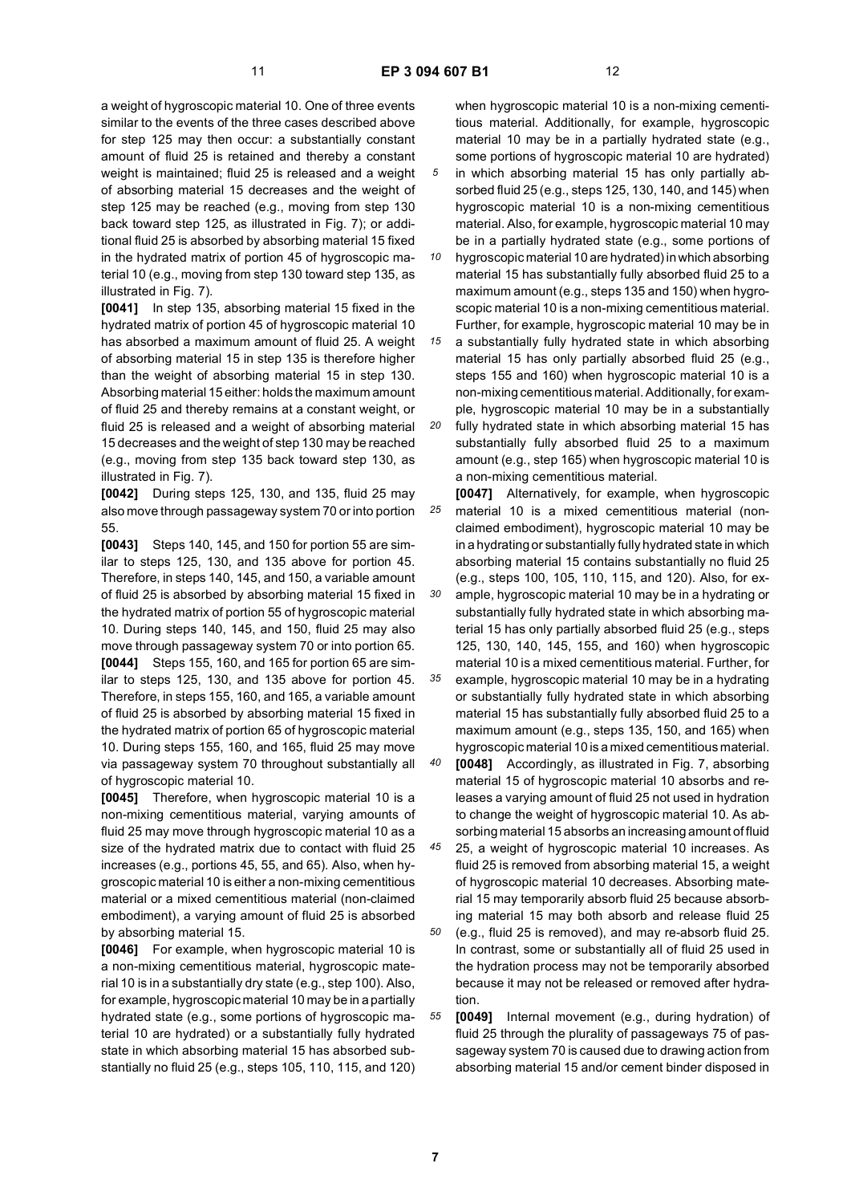a weight of hygroscopic material 10. One of three events similar to the events of the three cases described above for step 125 may then occur: a substantially constant amount of fluid 25 is retained and thereby a constant weight is maintained; fluid 25 is released and a weight of absorbing material 15 decreases and the weight of step 125 may be reached (e.g., moving from step 130 back toward step 125, as illustrated in Fig. 7); or additional fluid 25 is absorbed by absorbing material 15 fixed in the hydrated matrix of portion 45 of hygroscopic material 10 (e.g., moving from step 130 toward step 135, as illustrated in Fig. 7).

**[0041]** In step 135, absorbing material 15 fixed in the hydrated matrix of portion 45 of hygroscopic material 10 has absorbed a maximum amount of fluid 25. A weight of absorbing material 15 in step 135 is therefore higher than the weight of absorbing material 15 in step 130. Absorbing material 15 either: holds the maximum amount of fluid 25 and thereby remains at a constant weight, or fluid 25 is released and a weight of absorbing material 15 decreases and the weight of step 130 may be reached (e.g., moving from step 135 back toward step 130, as illustrated in Fig. 7).

**[0042]** During steps 125, 130, and 135, fluid 25 may also move through passageway system 70 or into portion 55.

**[0043]** Steps 140, 145, and 150 for portion 55 are similar to steps 125, 130, and 135 above for portion 45. Therefore, in steps 140, 145, and 150, a variable amount of fluid 25 is absorbed by absorbing material 15 fixed in the hydrated matrix of portion 55 of hygroscopic material 10. During steps 140, 145, and 150, fluid 25 may also move through passageway system 70 or into portion 65.

**[0044]** Steps 155, 160, and 165 for portion 65 are similar to steps 125, 130, and 135 above for portion 45. Therefore, in steps 155, 160, and 165, a variable amount of fluid 25 is absorbed by absorbing material 15 fixed in the hydrated matrix of portion 65 of hygroscopic material 10. During steps 155, 160, and 165, fluid 25 may move via passageway system 70 throughout substantially all of hygroscopic material 10.

**[0045]** Therefore, when hygroscopic material 10 is a non-mixing cementitious material, varying amounts of fluid 25 may move through hygroscopic material 10 as a size of the hydrated matrix due to contact with fluid 25 increases (e.g., portions 45, 55, and 65). Also, when hygroscopic material 10 is either a non-mixing cementitious material or a mixed cementitious material (non-claimed embodiment), a varying amount of fluid 25 is absorbed by absorbing material 15.

**[0046]** For example, when hygroscopic material 10 is a non-mixing cementitious material, hygroscopic material 10 is in a substantially dry state (e.g., step 100). Also, for example, hygroscopic material 10 may be in a partially hydrated state (e.g., some portions of hygroscopic material 10 are hydrated) or a substantially fully hydrated state in which absorbing material 15 has absorbed substantially no fluid 25 (e.g., steps 105, 110, 115, and 120) when hygroscopic material 10 is a non-mixing cementitious material. Additionally, for example, hygroscopic material 10 may be in a partially hydrated state (e.g., some portions of hygroscopic material 10 are hydrated) in which absorbing material 15 has only partially absorbed fluid 25 (e.g., steps 125, 130, 140, and 145) when hygroscopic material 10 is a non-mixing cementitious material. Also, for example, hygroscopic material 10 may be in a partially hydrated state (e.g., some portions of hygroscopic material 10 are hydrated) in which absorbing material 15 has substantially fully absorbed fluid 25 to a maximum amount (e.g., steps 135 and 150) when hygroscopic material 10 is a non-mixing cementitious material. Further, for example, hygroscopic material 10 may be in a substantially fully hydrated state in which absorbing material 15 has only partially absorbed fluid 25 (e.g., steps 155 and 160) when hygroscopic material 10 is a non-mixing cementitious material. Additionally, for example, hygroscopic material 10 may be in a substantially fully hydrated state in which absorbing material 15 has substantially fully absorbed fluid 25 to a maximum amount (e.g., step 165) when hygroscopic material 10 is a non-mixing cementitious material.

**[0047]** Alternatively, for example, when hygroscopic material 10 is a mixed cementitious material (non-claimed embodiment), hygroscopic material 10 may be in a hydrating or substantially fully hydrated state in which absorbing material 15 contains substantially no fluid 25 (e.g., steps 100, 105, 110, 115, and 120). Also, for example, hygroscopic material 10 may be in a hydrating or substantially fully hydrated state in which absorbing material 15 has only partially absorbed fluid 25 (e.g., steps 125, 130, 140, 145, 155, and 160) when hygroscopic material 10 is a mixed cementitious material. Further, for example, hygroscopic material 10 may be in a hydrating or substantially fully hydrated state in which absorbing material 15 has substantially fully absorbed fluid 25 to a maximum amount (e.g., steps 135, 150, and 165) when hygroscopic material 10 is a mixed cementitious material.

**[0048]** Accordingly, as illustrated in Fig. 7, absorbing material 15 of hygroscopic material 10 absorbs and releases a varying amount of fluid 25 not used in hydration to change the weight of hygroscopic material 10. As absorbing material 15 absorbs an increasing amount of fluid 25, a weight of hygroscopic material 10 increases. As fluid 25 is removed from absorbing material 15, a weight of hygroscopic material 10 decreases. Absorbing material 15 may temporarily absorb fluid 25 because absorbing material 15 may both absorb and release fluid 25 (e.g., fluid 25 is removed), and may re-absorb fluid 25. In contrast, some or substantially all of fluid 25 used in the hydration process may not be temporarily absorbed because it may not be released or removed after hydration.

**[0049]** Internal movement (e.g., during hydration) of fluid 25 through the plurality of passageways 75 of passageway system 70 is caused due to drawing action from absorbing material 15 and/or cement binder disposed in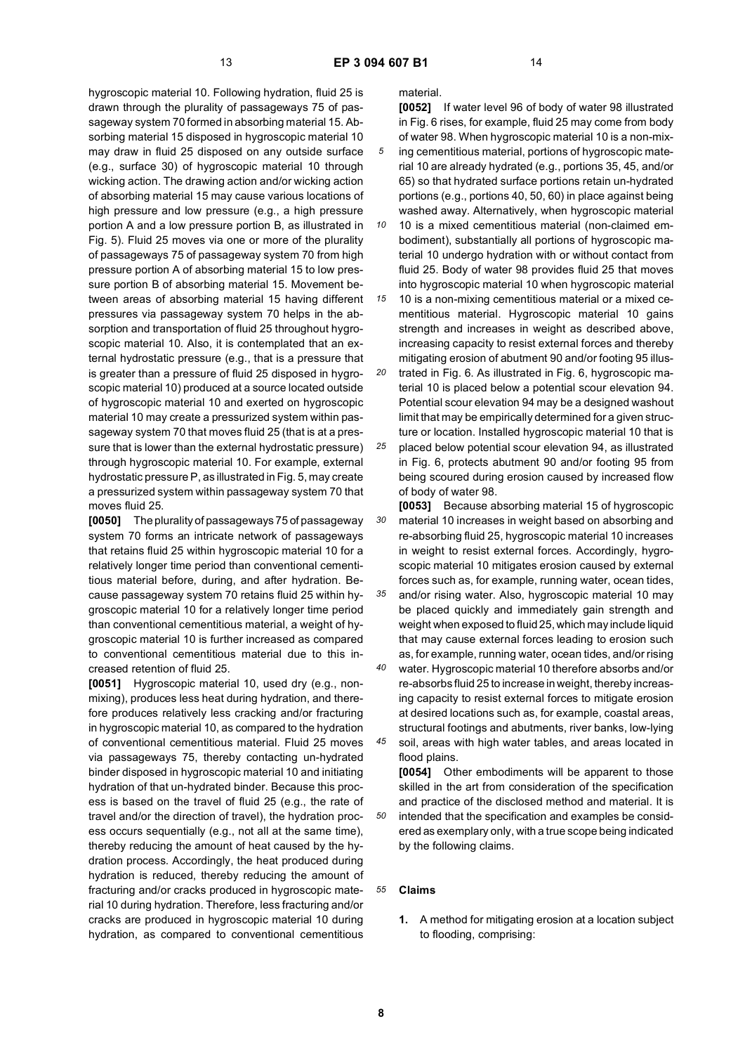hygroscopic material 10. Following hydration, fluid 25 is drawn through the plurality of passageways 75 of passageway system 70 formed in absorbing material 15. Absorbing material 15 disposed in hygroscopic material 10 may draw in fluid 25 disposed on any outside surface (e.g., surface 30) of hygroscopic material 10 through wicking action. The drawing action and/or wicking action of absorbing material 15 may cause various locations of high pressure and low pressure (e.g., a high pressure portion A and a low pressure portion B, as illustrated in Fig. 5). Fluid 25 moves via one or more of the plurality of passageways 75 of passageway system 70 from high pressure portion A of absorbing material 15 to low pressure portion B of absorbing material 15. Movement between areas of absorbing material 15 having different pressures via passageway system 70 helps in the absorption and transportation of fluid 25 throughout hygroscopic material 10. Also, it is contemplated that an external hydrostatic pressure (e.g., that is a pressure that is greater than a pressure of fluid 25 disposed in hygroscopic material 10) produced at a source located outside of hygroscopic material 10 and exerted on hygroscopic material 10 may create a pressurized system within passageway system 70 that moves fluid 25 (that is at a pressure that is lower than the external hydrostatic pressure) through hygroscopic material 10. For example, external hydrostatic pressure P, as illustrated in Fig. 5, may create a pressurized system within passageway system 70 that moves fluid 25.

**[0050]** The plurality of passageways 75 of passageway system 70 forms an intricate network of passageways that retains fluid 25 within hygroscopic material 10 for a relatively longer time period than conventional cementitious material before, during, and after hydration. Because passageway system 70 retains fluid 25 within hygroscopic material 10 for a relatively longer time period than conventional cementitious material, a weight of hygroscopic material 10 is further increased as compared to conventional cementitious material due to this increased retention of fluid 25.

**[0051]** Hygroscopic material 10, used dry (e.g., non-mixing), produces less heat during hydration, and therefore produces relatively less cracking and/or fracturing in hygroscopic material 10, as compared to the hydration of conventional cementitious material. Fluid 25 moves via passageways 75, thereby contacting un-hydrated binder disposed in hygroscopic material 10 and initiating hydration of that un-hydrated binder. Because this process is based on the travel of fluid 25 (e.g., the rate of travel and/or the direction of travel), the hydration process occurs sequentially (e.g., not all at the same time), thereby reducing the amount of heat caused by the hydration process. Accordingly, the heat produced during hydration is reduced, thereby reducing the amount of fracturing and/or cracks produced in hygroscopic material 10 during hydration. Therefore, less fracturing and/or cracks are produced in hygroscopic material 10 during hydration, as compared to conventional cementitious material.

**[0052]** If water level 96 of body of water 98 illustrated in Fig. 6 rises, for example, fluid 25 may come from body of water 98. When hygroscopic material 10 is a non-mixing cementitious material, portions of hygroscopic material 10 are already hydrated (e.g., portions 35, 45, and/or 65) so that hydrated surface portions retain un-hydrated portions (e.g., portions 40, 50, 60) in place against being washed away. Alternatively, when hygroscopic material 10 is a mixed cementitious material (non-claimed embodiment), substantially all portions of hygroscopic material 10 undergo hydration with or without contact from fluid 25. Body of water 98 provides fluid 25 that moves into hygroscopic material 10 when hygroscopic material 10 is a non-mixing cementitious material or a mixed cementitious material. Hygroscopic material 10 gains strength and increases in weight as described above, increasing capacity to resist external forces and thereby mitigating erosion of abutment 90 and/or footing 95 illustrated in Fig. 6. As illustrated in Fig. 6, hygroscopic material 10 is placed below a potential scour elevation 94. Potential scour elevation 94 may be a designed washout limit that may be empirically determined for a given structure or location. Installed hygroscopic material 10 that is placed below potential scour elevation 94, as illustrated in Fig. 6, protects abutment 90 and/or footing 95 from being scoured during erosion caused by increased flow of body of water 98.

**[0053]** Because absorbing material 15 of hygroscopic material 10 increases in weight based on absorbing and re-absorbing fluid 25, hygroscopic material 10 increases in weight to resist external forces. Accordingly, hygroscopic material 10 mitigates erosion caused by external forces such as, for example, running water, ocean tides, and/or rising water. Also, hygroscopic material 10 may be placed quickly and immediately gain strength and weight when exposed to fluid 25, which may include liquid that may cause external forces leading to erosion such as, for example, running water, ocean tides, and/or rising water. Hygroscopic material 10 therefore absorbs and/or re-absorbs fluid 25 to increase in weight, thereby increasing capacity to resist external forces to mitigate erosion at desired locations such as, for example, coastal areas, structural footings and abutments, river banks, low-lying soil, areas with high water tables, and areas located in flood plains.

**[0054]** Other embodiments will be apparent to those skilled in the art from consideration of the specification and practice of the disclosed method and material. It is intended that the specification and examples be considered as exemplary only, with a true scope being indicated by the following claims.

## Claims

1. A method for mitigating erosion at a location subject to flooding, comprising: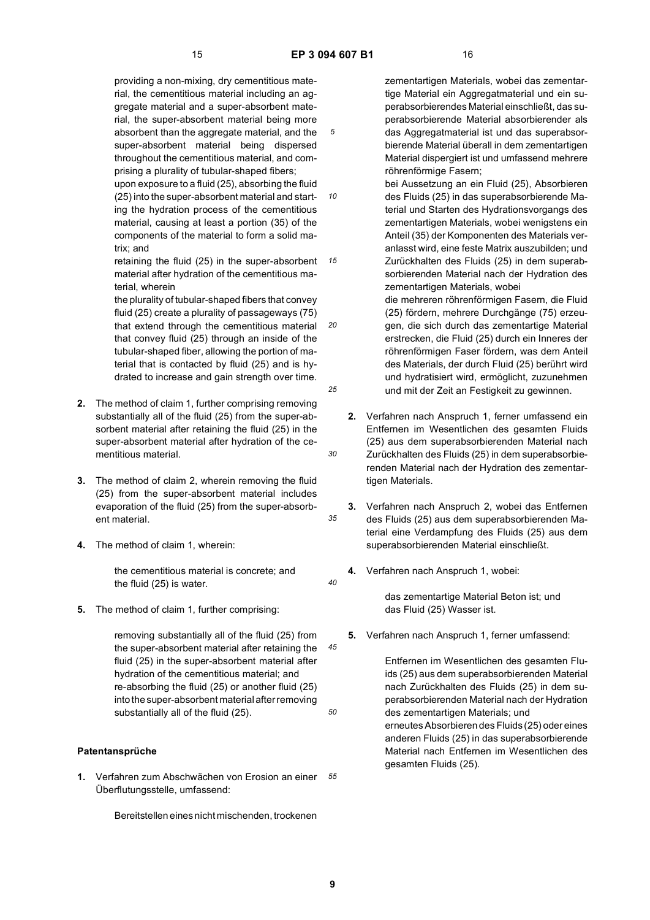providing a non-mixing, dry cementitious material, the cementitious material including an aggregate material and a super-absorbent material, the super-absorbent material being more absorbent than the aggregate material, and the super-absorbent material being dispersed throughout the cementitious material, and comprising a plurality of tubular-shaped fibers;

upon exposure to a fluid (25), absorbing the fluid (25) into the super-absorbent material and starting the hydration process of the cementitious material, causing at least a portion (35) of the components of the material to form a solid matrix; and

retaining the fluid (25) in the super-absorbent material after hydration of the cementitious material, wherein

the plurality of tubular-shaped fibers that convey fluid (25) create a plurality of passageways (75) that extend through the cementitious material that convey fluid (25) through an inside of the tubular-shaped fiber, allowing the portion of material that is contacted by fluid (25) and is hydrated to increase and gain strength over time.

**2.** The method of claim 1, further comprising removing substantially all of the fluid (25) from the super-absorbent material after retaining the fluid (25) in the super-absorbent material after hydration of the cementitious material.

**3.** The method of claim 2, wherein removing the fluid (25) from the super-absorbent material includes evaporation of the fluid (25) from the super-absorbent material.

**4.** The method of claim 1, wherein:

the cementitious material is concrete; and
the fluid (25) is water.

**5.** The method of claim 1, further comprising:

removing substantially all of the fluid (25) from the super-absorbent material after retaining the fluid (25) in the super-absorbent material after hydration of the cementitious material; and
re-absorbing the fluid (25) or another fluid (25) into the super-absorbent material after removing substantially all of the fluid (25).

## Patentansprüche

**1.** Verfahren zum Abschwächen von Erosion an einer Überflutungsstelle, umfassend:

Bereitstellen eines nicht mischenden, trockenen zementartigen Materials, wobei das zementartige Material ein Aggregatmaterial und ein superabsorbierendes Material einschließt, das superabsorbierende Material absorbierender als das Aggregatmaterial ist und das superabsorbierende Material überall in dem zementartigen Material dispergiert ist und umfassend mehrere röhrenförmige Fasern;

bei Aussetzung an ein Fluid (25), Absorbieren des Fluids (25) in das superabsorbierende Material und Starten des Hydrationsvorgangs des zementartigen Materials, wobei wenigstens ein Anteil (35) der Komponenten des Materials veranlasst wird, eine feste Matrix auszubilden; und

Zurückhalten des Fluids (25) in dem superabsorbierenden Material nach der Hydration des zementartigen Materials, wobei

die mehreren röhrenförmigen Fasern, die Fluid (25) fördern, mehrere Durchgänge (75) erzeugen, die sich durch das zementartige Material erstrecken, die Fluid (25) durch ein Inneres der röhrenförmigen Faser fördern, was dem Anteil des Materials, der durch Fluid (25) berührt wird und hydratisiert wird, ermöglicht, zuzunehmen und mit der Zeit an Festigkeit zu gewinnen.

**2.** Verfahren nach Anspruch 1, ferner umfassend ein Entfernen im Wesentlichen des gesamten Fluids (25) aus dem superabsorbierenden Material nach Zurückhalten des Fluids (25) in dem superabsorbierenden Material nach der Hydration des zementartigen Materials.

**3.** Verfahren nach Anspruch 2, wobei das Entfernen des Fluids (25) aus dem superabsorbierenden Material eine Verdampfung des Fluids (25) aus dem superabsorbierenden Material einschließt.

**4.** Verfahren nach Anspruch 1, wobei:

das zementartige Material Beton ist; und
das Fluid (25) Wasser ist.

**5.** Verfahren nach Anspruch 1, ferner umfassend:

Entfernen im Wesentlichen des gesamten Fluids (25) aus dem superabsorbierenden Material nach Zurückhalten des Fluids (25) in dem superabsorbierenden Material nach der Hydration des zementartigen Materials; und
erneutes Absorbieren des Fluids (25) oder eines anderen Fluids (25) in das superabsorbierende Material nach Entfernen im Wesentlichen des gesamten Fluids (25).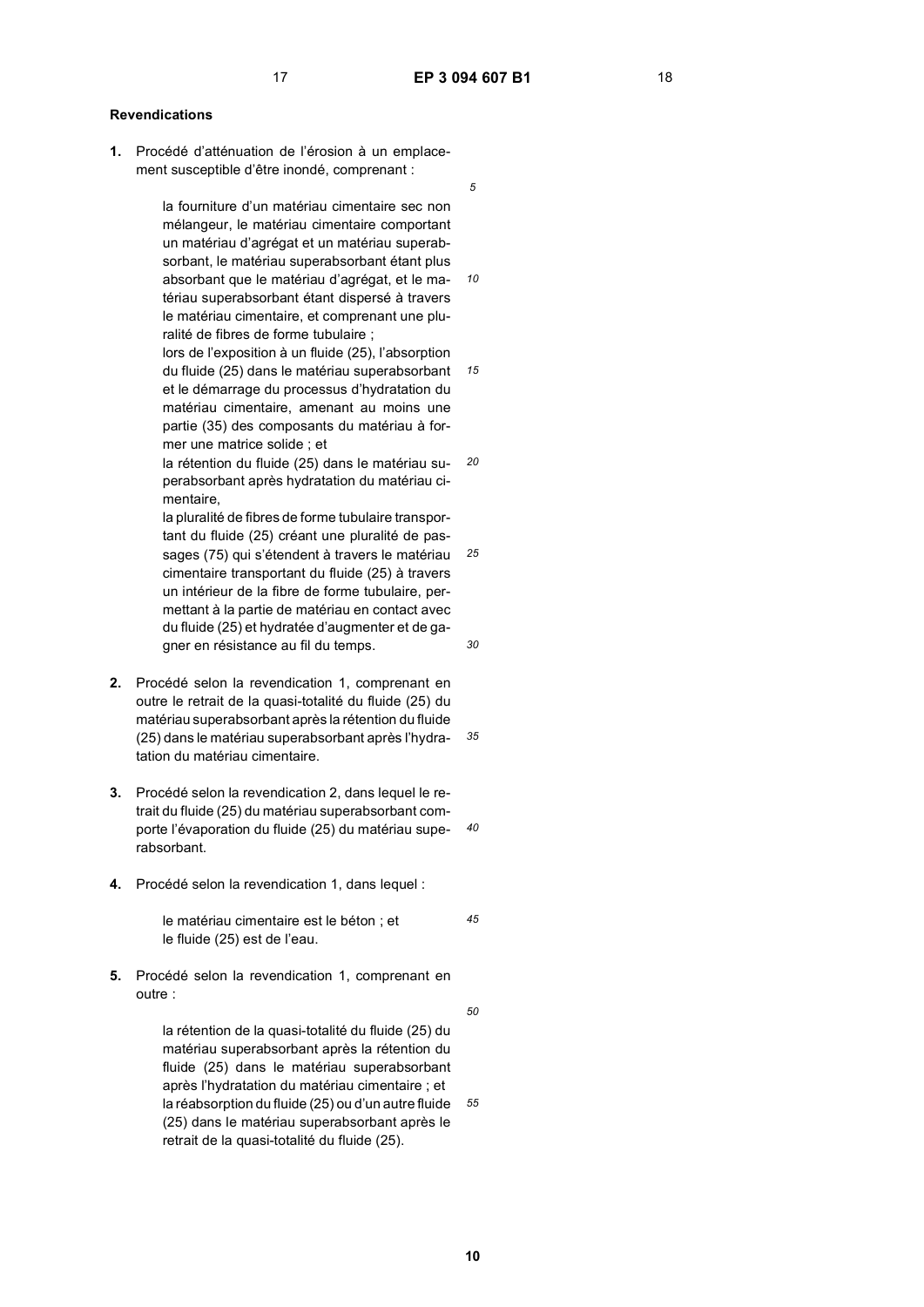## Revendications

1. Procédé d'atténuation de l'érosion à un emplacement susceptible d'être inondé, comprenant :

   la fourniture d'un matériau cimentaire sec non mélangeur, le matériau cimentaire comportant un matériau d'agrégat et un matériau superabsorbant, le matériau superabsorbant étant plus absorbant que le matériau d'agrégat, et le matériau superabsorbant étant dispersé à travers le matériau cimentaire, et comprenant une pluralité de fibres de forme tubulaire ;
   lors de l'exposition à un fluide (25), l'absorption du fluide (25) dans le matériau superabsorbant et le démarrage du processus d'hydratation du matériau cimentaire, amenant au moins une partie (35) des composants du matériau à former une matrice solide ; et
   la rétention du fluide (25) dans le matériau superabsorbant après hydratation du matériau cimentaire,
   la pluralité de fibres de forme tubulaire transportant du fluide (25) créant une pluralité de passages (75) qui s'étendent à travers le matériau cimentaire transportant du fluide (25) à travers un intérieur de la fibre de forme tubulaire, permettant à la partie de matériau en contact avec du fluide (25) et hydratée d'augmenter et de gagner en résistance au fil du temps.

2. Procédé selon la revendication 1, comprenant en outre le retrait de la quasi-totalité du fluide (25) du matériau superabsorbant après la rétention du fluide (25) dans le matériau superabsorbant après l'hydratation du matériau cimentaire.

3. Procédé selon la revendication 2, dans lequel le retrait du fluide (25) du matériau superabsorbant comporte l'évaporation du fluide (25) du matériau superabsorbant.

4. Procédé selon la revendication 1, dans lequel :

   le matériau cimentaire est le béton ; et
   le fluide (25) est de l'eau.

5. Procédé selon la revendication 1, comprenant en outre :

   la rétention de la quasi-totalité du fluide (25) du matériau superabsorbant après la rétention du fluide (25) dans le matériau superabsorbant après l'hydratation du matériau cimentaire ; et
   la réabsorption du fluide (25) ou d'un autre fluide (25) dans le matériau superabsorbant après le retrait de la quasi-totalité du fluide (25).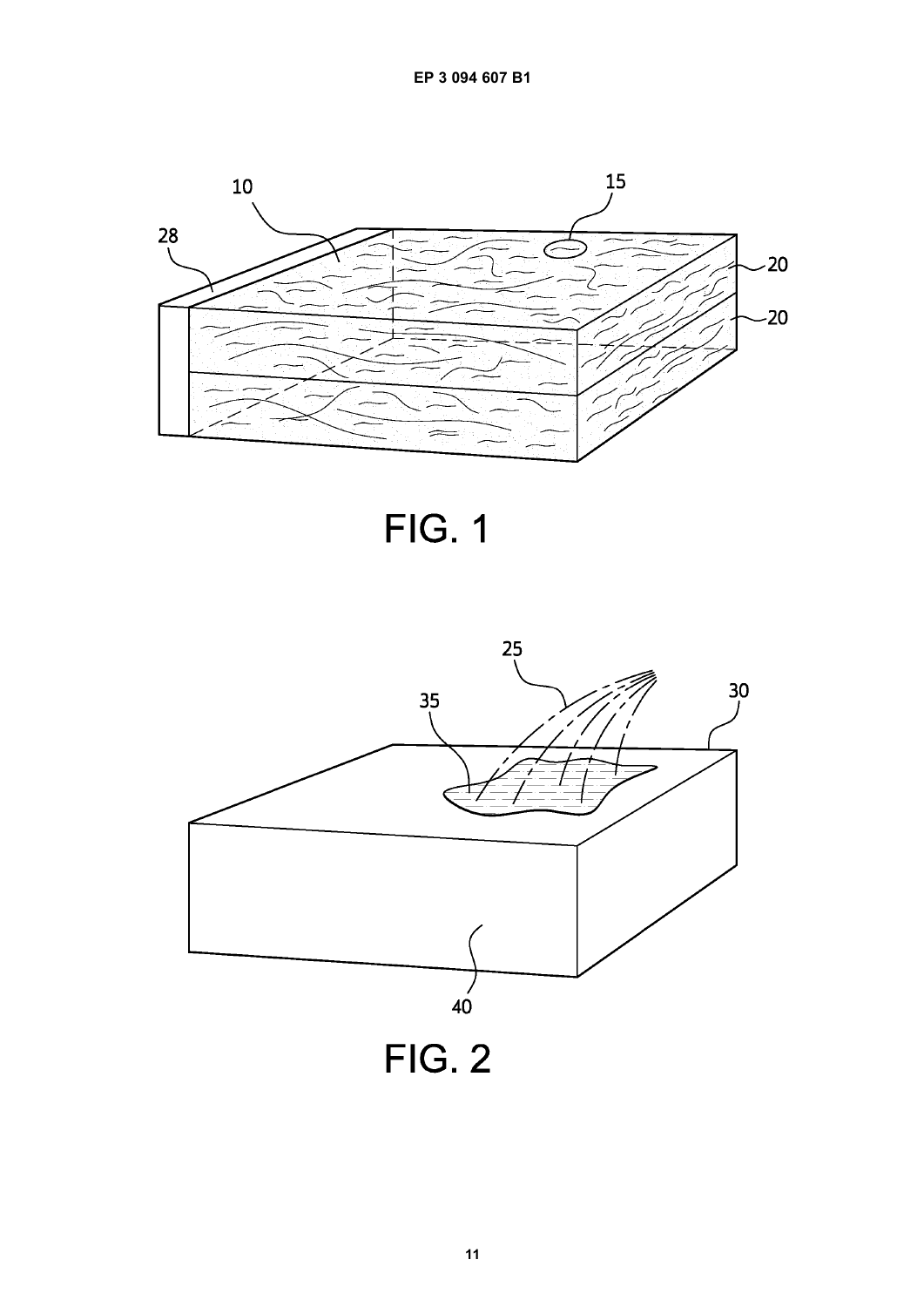FIG. 1

FIG. 2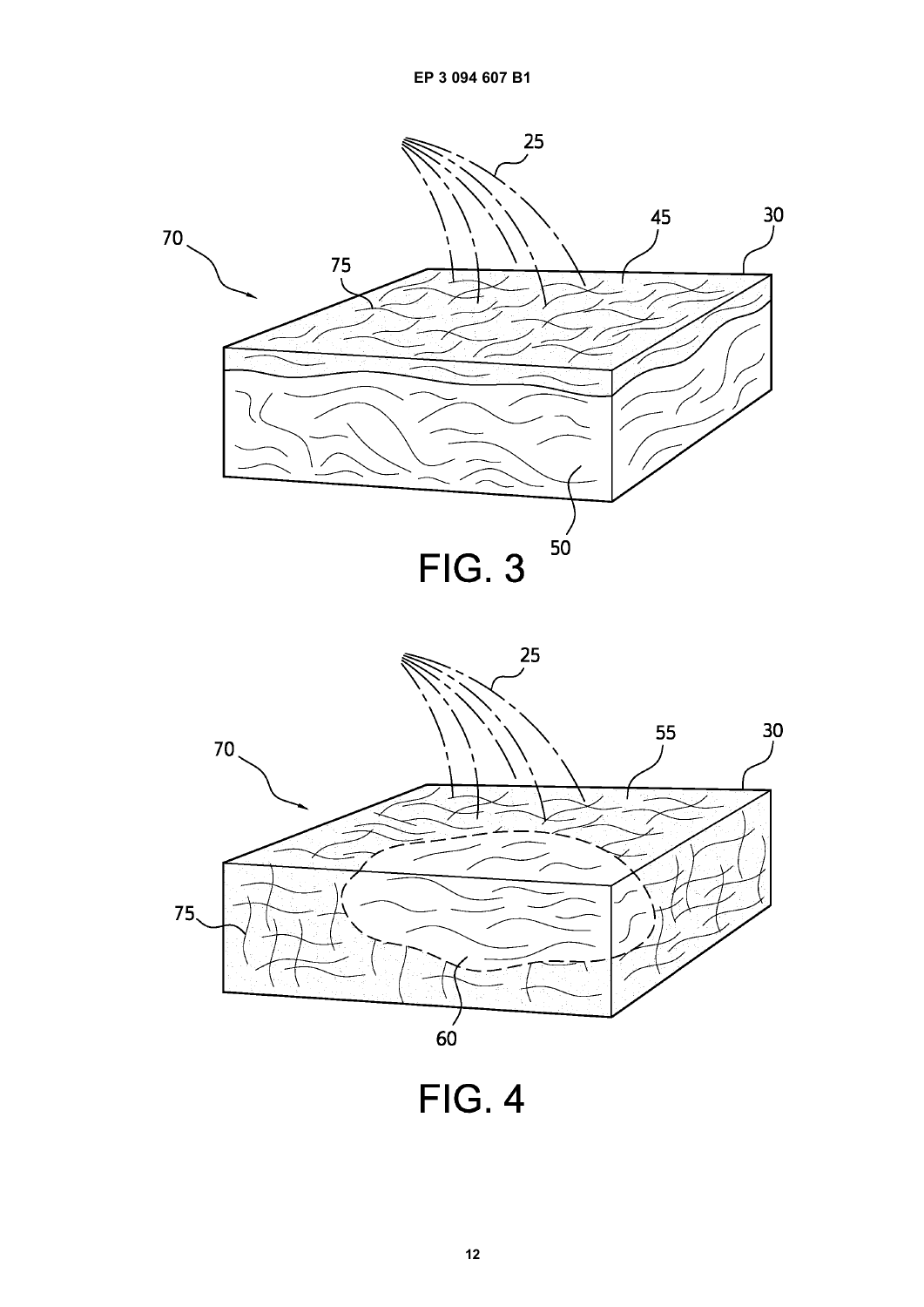FIG. 3

FIG. 4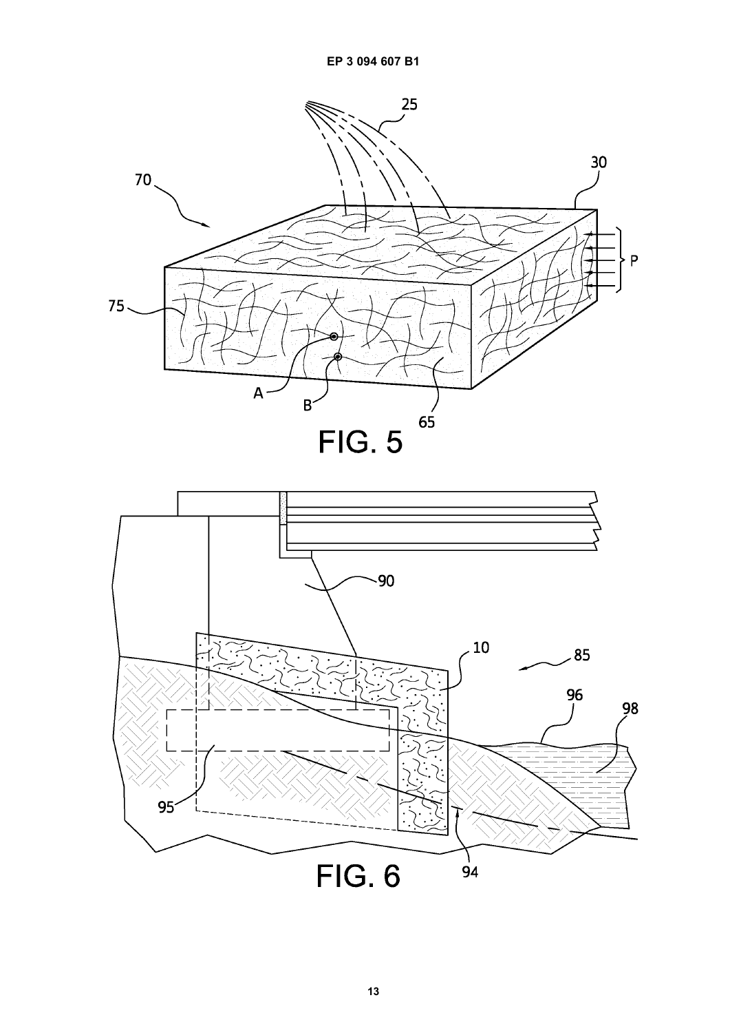FIG. 5

FIG. 6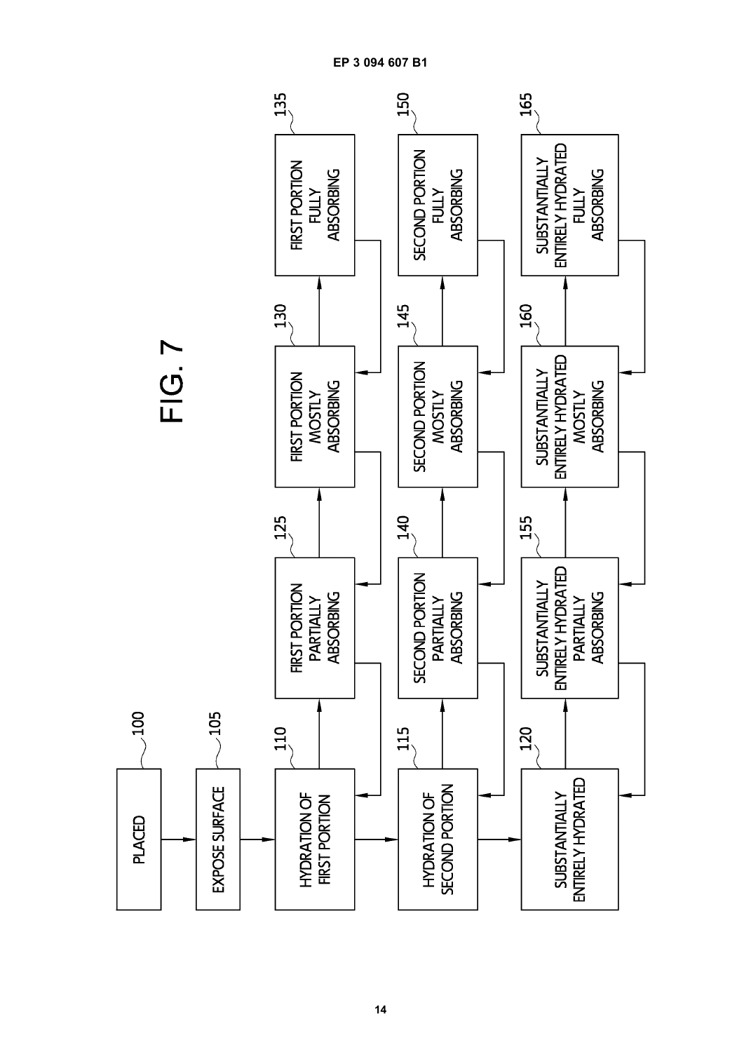FIG. 7

100 PLACED

105 EXPOSE SURFACE

110 HYDRATION OF FIRST PORTION

115 HYDRATION OF SECOND PORTION

120 SUBSTANTIALLY ENTIRELY HYDRATED

125 FIRST PORTION PARTIALLY ABSORBING

130 FIRST PORTION MOSTLY ABSORBING

135 FIRST PORTION FULLY ABSORBING

140 SECOND PORTION PARTIALLY ABSORBING

145 SECOND PORTION MOSTLY ABSORBING

150 SECOND PORTION FULLY ABSORBING

155 SUBSTANTIALLY ENTIRELY HYDRATED PARTIALLY ABSORBING

160 SUBSTANTIALLY ENTIRELY HYDRATED MOSTLY ABSORBING

165 SUBSTANTIALLY ENTIRELY HYDRATED FULLY ABSORBING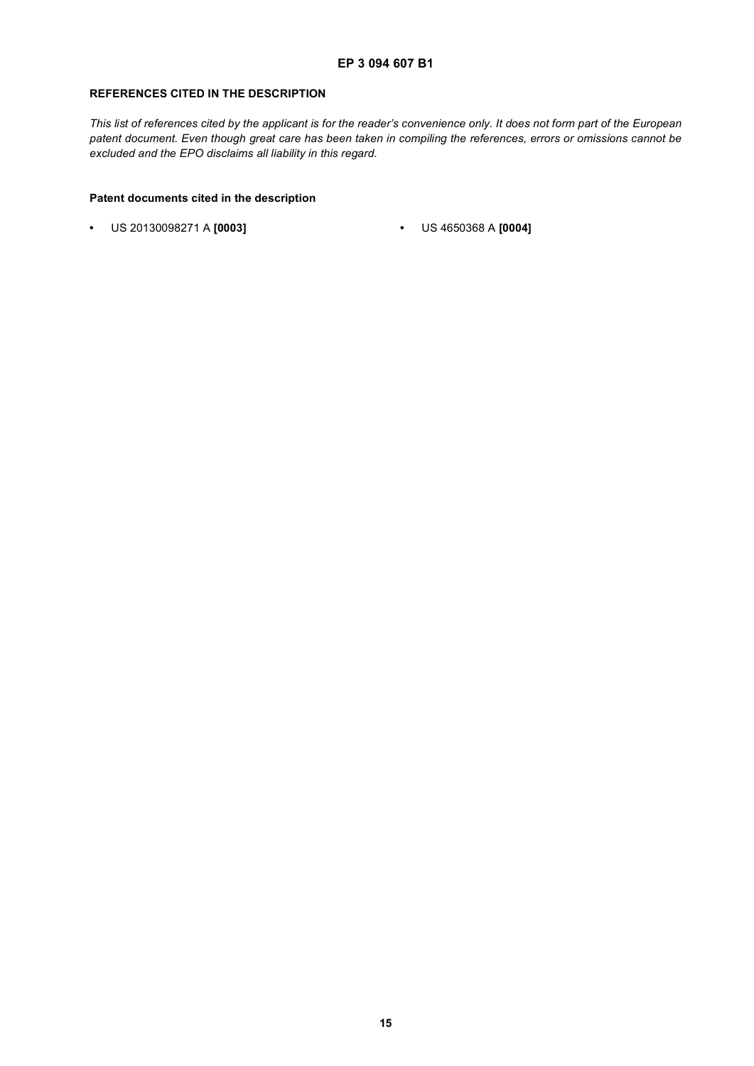## REFERENCES CITED IN THE DESCRIPTION

*This list of references cited by the applicant is for the reader's convenience only. It does not form part of the European patent document. Even though great care has been taken in compiling the references, errors or omissions cannot be excluded and the EPO disclaims all liability in this regard.*

### Patent documents cited in the description

- US 20130098271 A **[0003]**
- US 4650368 A **[0004]**